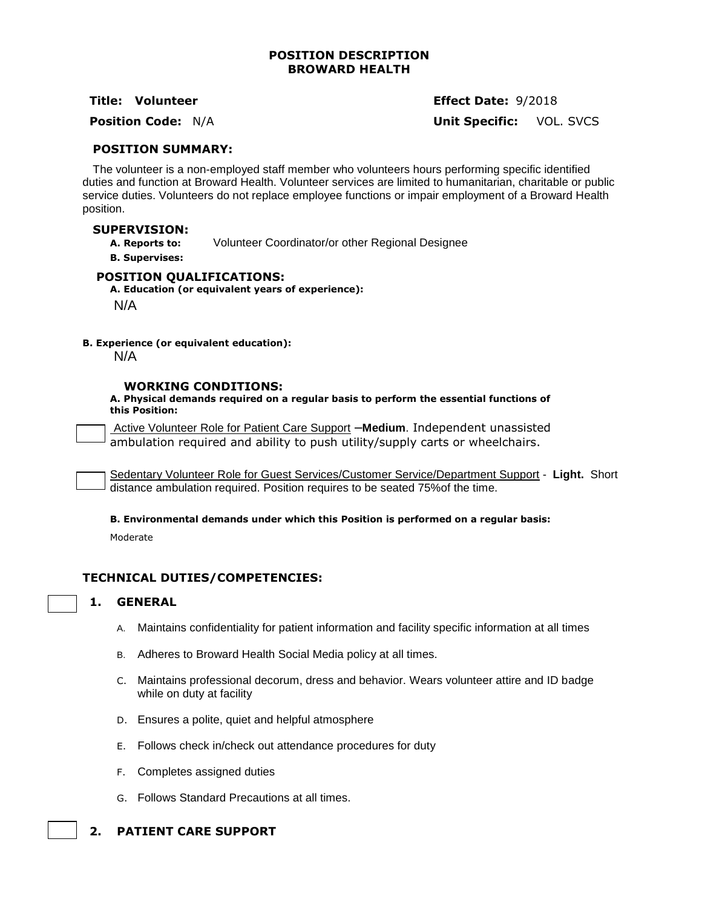# POSITION DESCRIPTION
# BROWARD HEALTH

**Title: Volunteer** **Effect Date:** 9/2018

**Position Code:** N/A **Unit Specific:** VOL. SVCS

## POSITION SUMMARY:

The volunteer is a non-employed staff member who volunteers hours performing specific identified duties and function at Broward Health. Volunteer services are limited to humanitarian, charitable or public service duties. Volunteers do not replace employee functions or impair employment of a Broward Health position.

## SUPERVISION:

**A. Reports to:** Volunteer Coordinator/or other Regional Designee

**B. Supervises:**

## POSITION QUALIFICATIONS:

**A. Education (or equivalent years of experience):**

N/A

**B. Experience (or equivalent education):**

N/A

## WORKING CONDITIONS:

**A. Physical demands required on a regular basis to perform the essential functions of this Position:**

☐ Active Volunteer Role for Patient Care Support –**Medium**. Independent unassisted ambulation required and ability to push utility/supply carts or wheelchairs.

☐ Sedentary Volunteer Role for Guest Services/Customer Service/Department Support - **Light.** Short distance ambulation required. Position requires to be seated 75%of the time.

**B. Environmental demands under which this Position is performed on a regular basis:**

Moderate

## TECHNICAL DUTIES/COMPETENCIES:

### ☐ 1. GENERAL

A. Maintains confidentiality for patient information and facility specific information at all times

B. Adheres to Broward Health Social Media policy at all times.

C. Maintains professional decorum, dress and behavior. Wears volunteer attire and ID badge while on duty at facility

D. Ensures a polite, quiet and helpful atmosphere

E. Follows check in/check out attendance procedures for duty

F. Completes assigned duties

G. Follows Standard Precautions at all times.

### ☐ 2. PATIENT CARE SUPPORT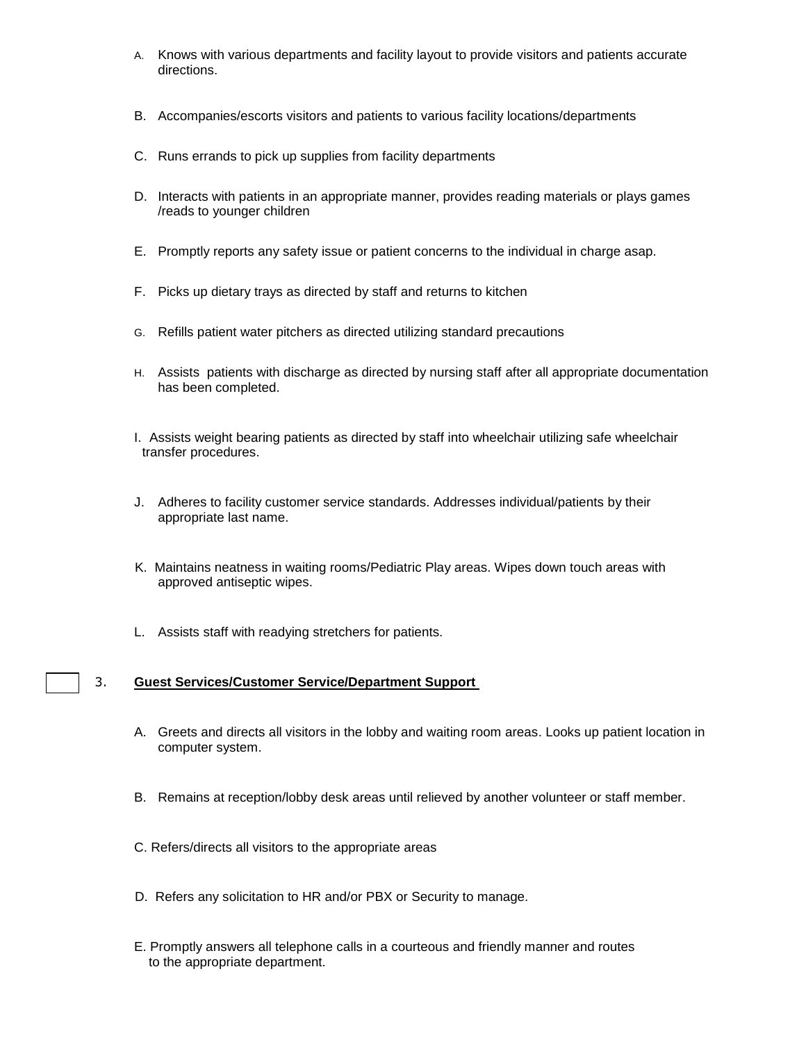A. Knows with various departments and facility layout to provide visitors and patients accurate directions.

B. Accompanies/escorts visitors and patients to various facility locations/departments

C. Runs errands to pick up supplies from facility departments

D. Interacts with patients in an appropriate manner, provides reading materials or plays games /reads to younger children

E. Promptly reports any safety issue or patient concerns to the individual in charge asap.

F. Picks up dietary trays as directed by staff and returns to kitchen

G. Refills patient water pitchers as directed utilizing standard precautions

H. Assists patients with discharge as directed by nursing staff after all appropriate documentation has been completed.

I. Assists weight bearing patients as directed by staff into wheelchair utilizing safe wheelchair transfer procedures.

J. Adheres to facility customer service standards. Addresses individual/patients by their appropriate last name.

K. Maintains neatness in waiting rooms/Pediatric Play areas. Wipes down touch areas with approved antiseptic wipes.

L. Assists staff with readying stretchers for patients.

☐ 3. **<u>Guest Services/Customer Service/Department Support</u>**

A. Greets and directs all visitors in the lobby and waiting room areas. Looks up patient location in computer system.

B. Remains at reception/lobby desk areas until relieved by another volunteer or staff member.

C. Refers/directs all visitors to the appropriate areas

D. Refers any solicitation to HR and/or PBX or Security to manage.

E. Promptly answers all telephone calls in a courteous and friendly manner and routes to the appropriate department.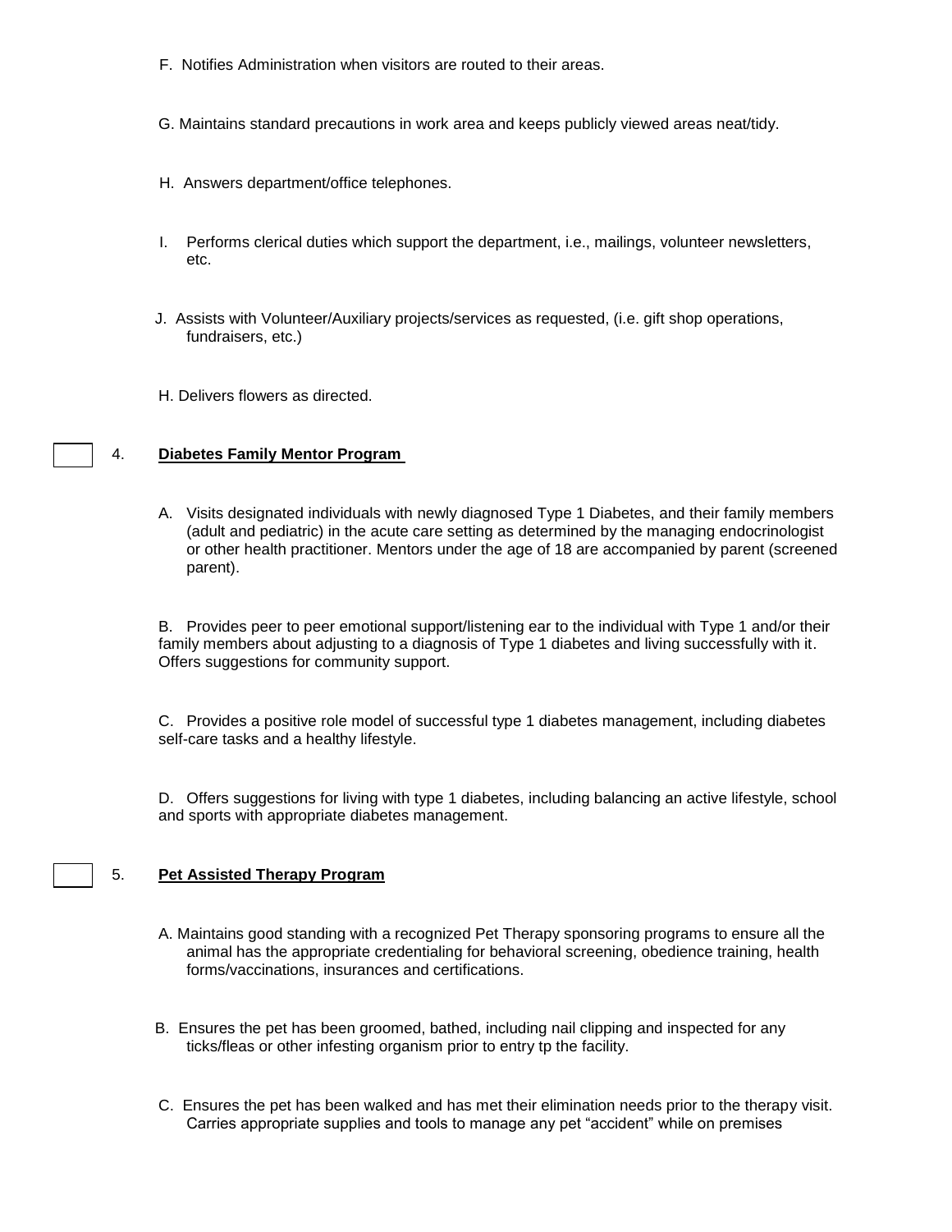F. Notifies Administration when visitors are routed to their areas.

G. Maintains standard precautions in work area and keeps publicly viewed areas neat/tidy.

H. Answers department/office telephones.

I. Performs clerical duties which support the department, i.e., mailings, volunteer newsletters, etc.

J. Assists with Volunteer/Auxiliary projects/services as requested, (i.e. gift shop operations, fundraisers, etc.)

H. Delivers flowers as directed.

☐ 4. **Diabetes Family Mentor Program**

A. Visits designated individuals with newly diagnosed Type 1 Diabetes, and their family members (adult and pediatric) in the acute care setting as determined by the managing endocrinologist or other health practitioner. Mentors under the age of 18 are accompanied by parent (screened parent).

B. Provides peer to peer emotional support/listening ear to the individual with Type 1 and/or their family members about adjusting to a diagnosis of Type 1 diabetes and living successfully with it. Offers suggestions for community support.

C. Provides a positive role model of successful type 1 diabetes management, including diabetes self-care tasks and a healthy lifestyle.

D. Offers suggestions for living with type 1 diabetes, including balancing an active lifestyle, school and sports with appropriate diabetes management.

☐ 5. **Pet Assisted Therapy Program**

A. Maintains good standing with a recognized Pet Therapy sponsoring programs to ensure all the animal has the appropriate credentialing for behavioral screening, obedience training, health forms/vaccinations, insurances and certifications.

B. Ensures the pet has been groomed, bathed, including nail clipping and inspected for any ticks/fleas or other infesting organism prior to entry tp the facility.

C. Ensures the pet has been walked and has met their elimination needs prior to the therapy visit. Carries appropriate supplies and tools to manage any pet "accident" while on premises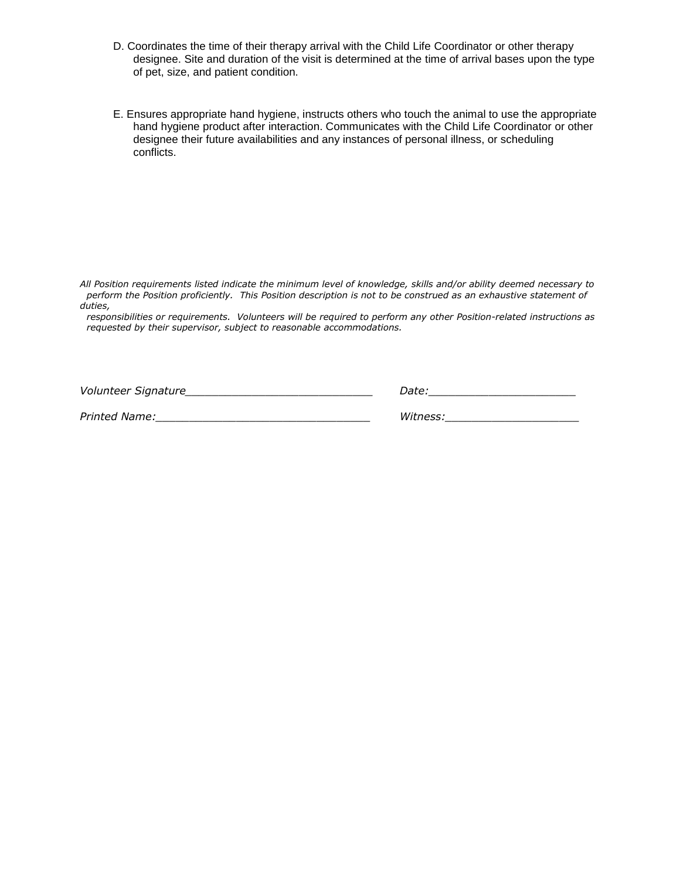D. Coordinates the time of their therapy arrival with the Child Life Coordinator or other therapy designee. Site and duration of the visit is determined at the time of arrival bases upon the type of pet, size, and patient condition.

E. Ensures appropriate hand hygiene, instructs others who touch the animal to use the appropriate hand hygiene product after interaction. Communicates with the Child Life Coordinator or other designee their future availabilities and any instances of personal illness, or scheduling conflicts.

*All Position requirements listed indicate the minimum level of knowledge, skills and/or ability deemed necessary to perform the Position proficiently. This Position description is not to be construed as an exhaustive statement of duties, responsibilities or requirements. Volunteers will be required to perform any other Position-related instructions as requested by their supervisor, subject to reasonable accommodations.*

*Volunteer Signature*_____________________________ *Date:*______________________

*Printed Name:*_________________________________ *Witness:*____________________